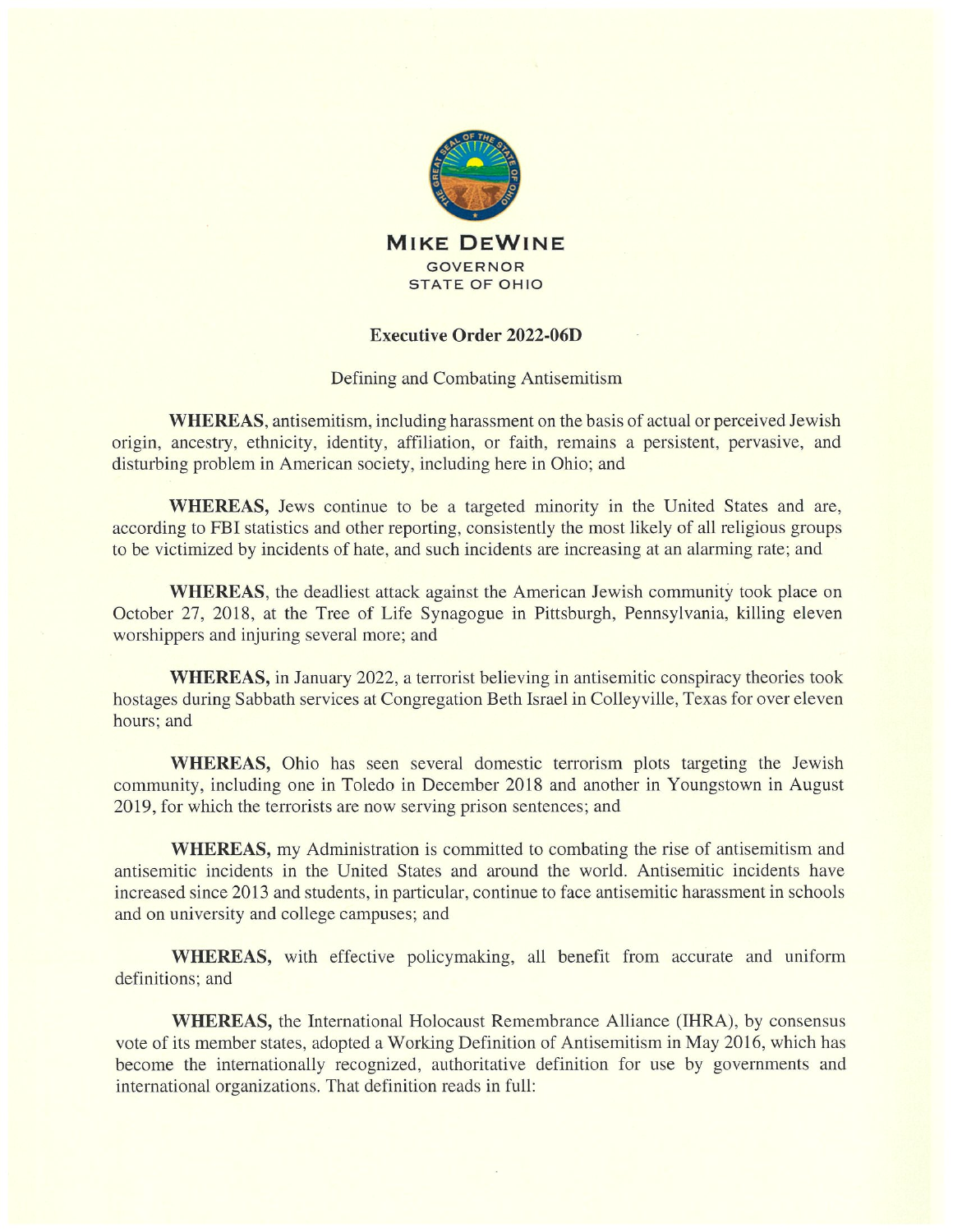**MIKE DEWINE**
GOVERNOR
STATE OF OHIO

# Executive Order 2022-06D

Defining and Combating Antisemitism

**WHEREAS**, antisemitism, including harassment on the basis of actual or perceived Jewish origin, ancestry, ethnicity, identity, affiliation, or faith, remains a persistent, pervasive, and disturbing problem in American society, including here in Ohio; and

**WHEREAS,** Jews continue to be a targeted minority in the United States and are, according to FBI statistics and other reporting, consistently the most likely of all religious groups to be victimized by incidents of hate, and such incidents are increasing at an alarming rate; and

**WHEREAS**, the deadliest attack against the American Jewish community took place on October 27, 2018, at the Tree of Life Synagogue in Pittsburgh, Pennsylvania, killing eleven worshippers and injuring several more; and

**WHEREAS,** in January 2022, a terrorist believing in antisemitic conspiracy theories took hostages during Sabbath services at Congregation Beth Israel in Colleyville, Texas for over eleven hours; and

**WHEREAS,** Ohio has seen several domestic terrorism plots targeting the Jewish community, including one in Toledo in December 2018 and another in Youngstown in August 2019, for which the terrorists are now serving prison sentences; and

**WHEREAS,** my Administration is committed to combating the rise of antisemitism and antisemitic incidents in the United States and around the world. Antisemitic incidents have increased since 2013 and students, in particular, continue to face antisemitic harassment in schools and on university and college campuses; and

**WHEREAS,** with effective policymaking, all benefit from accurate and uniform definitions; and

**WHEREAS,** the International Holocaust Remembrance Alliance (IHRA), by consensus vote of its member states, adopted a Working Definition of Antisemitism in May 2016, which has become the internationally recognized, authoritative definition for use by governments and international organizations. That definition reads in full: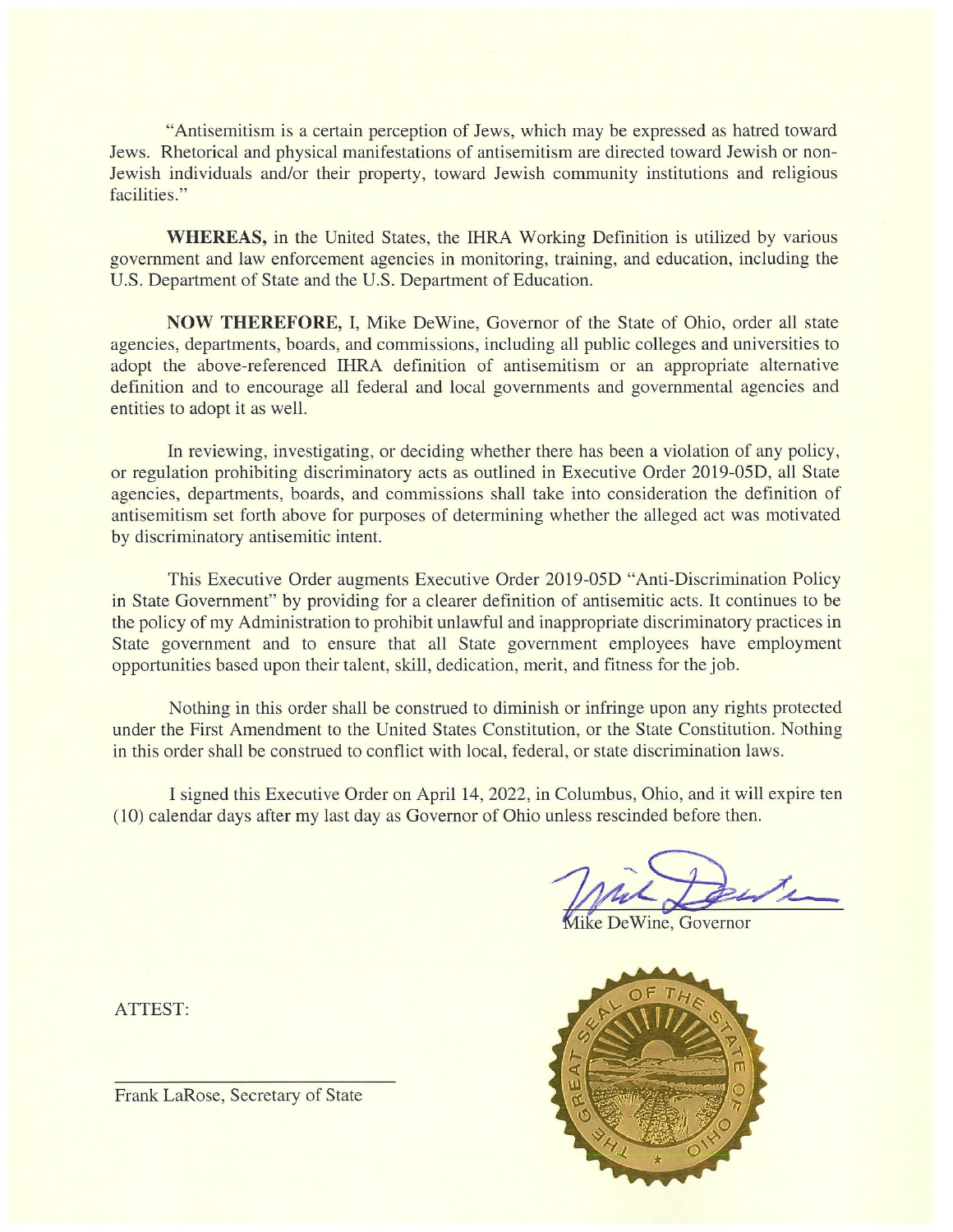"Antisemitism is a certain perception of Jews, which may be expressed as hatred toward Jews. Rhetorical and physical manifestations of antisemitism are directed toward Jewish or non-Jewish individuals and/or their property, toward Jewish community institutions and religious facilities."

**WHEREAS,** in the United States, the IHRA Working Definition is utilized by various government and law enforcement agencies in monitoring, training, and education, including the U.S. Department of State and the U.S. Department of Education.

**NOW THEREFORE,** I, Mike DeWine, Governor of the State of Ohio, order all state agencies, departments, boards, and commissions, including all public colleges and universities to adopt the above-referenced IHRA definition of antisemitism or an appropriate alternative definition and to encourage all federal and local governments and governmental agencies and entities to adopt it as well.

In reviewing, investigating, or deciding whether there has been a violation of any policy, or regulation prohibiting discriminatory acts as outlined in Executive Order 2019-05D, all State agencies, departments, boards, and commissions shall take into consideration the definition of antisemitism set forth above for purposes of determining whether the alleged act was motivated by discriminatory antisemitic intent.

This Executive Order augments Executive Order 2019-05D "Anti-Discrimination Policy in State Government" by providing for a clearer definition of antisemitic acts. It continues to be the policy of my Administration to prohibit unlawful and inappropriate discriminatory practices in State government and to ensure that all State government employees have employment opportunities based upon their talent, skill, dedication, merit, and fitness for the job.

Nothing in this order shall be construed to diminish or infringe upon any rights protected under the First Amendment to the United States Constitution, or the State Constitution. Nothing in this order shall be construed to conflict with local, federal, or state discrimination laws.

I signed this Executive Order on April 14, 2022, in Columbus, Ohio, and it will expire ten (10) calendar days after my last day as Governor of Ohio unless rescinded before then.

Mike DeWine, Governor

ATTEST:

Frank LaRose, Secretary of State

THE GREAT SEAL OF THE STATE OF OHIO